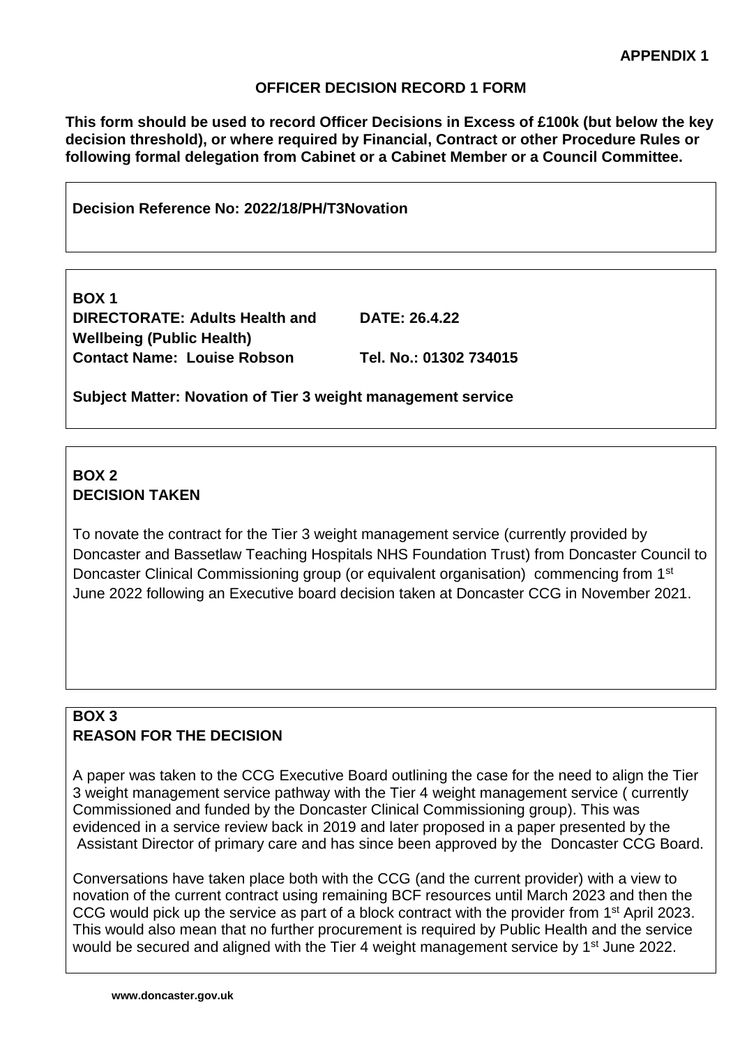**APPENDIX 1**

## OFFICER DECISION RECORD 1 FORM

**This form should be used to record Officer Decisions in Excess of £100k (but below the key decision threshold), or where required by Financial, Contract or other Procedure Rules or following formal delegation from Cabinet or a Cabinet Member or a Council Committee.**

**Decision Reference No: 2022/18/PH/T3Novation**

**BOX 1**

**DIRECTORATE: Adults Health and Wellbeing (Public Health)** **DATE: 26.4.22**

**Contact Name: Louise Robson** **Tel. No.: 01302 734015**

**Subject Matter: Novation of Tier 3 weight management service**

**BOX 2**

**DECISION TAKEN**

To novate the contract for the Tier 3 weight management service (currently provided by Doncaster and Bassetlaw Teaching Hospitals NHS Foundation Trust) from Doncaster Council to Doncaster Clinical Commissioning group (or equivalent organisation) commencing from 1st June 2022 following an Executive board decision taken at Doncaster CCG in November 2021.

**BOX 3**

**REASON FOR THE DECISION**

A paper was taken to the CCG Executive Board outlining the case for the need to align the Tier 3 weight management service pathway with the Tier 4 weight management service ( currently Commissioned and funded by the Doncaster Clinical Commissioning group). This was evidenced in a service review back in 2019 and later proposed in a paper presented by the Assistant Director of primary care and has since been approved by the Doncaster CCG Board.

Conversations have taken place both with the CCG (and the current provider) with a view to novation of the current contract using remaining BCF resources until March 2023 and then the CCG would pick up the service as part of a block contract with the provider from 1st April 2023. This would also mean that no further procurement is required by Public Health and the service would be secured and aligned with the Tier 4 weight management service by 1st June 2022.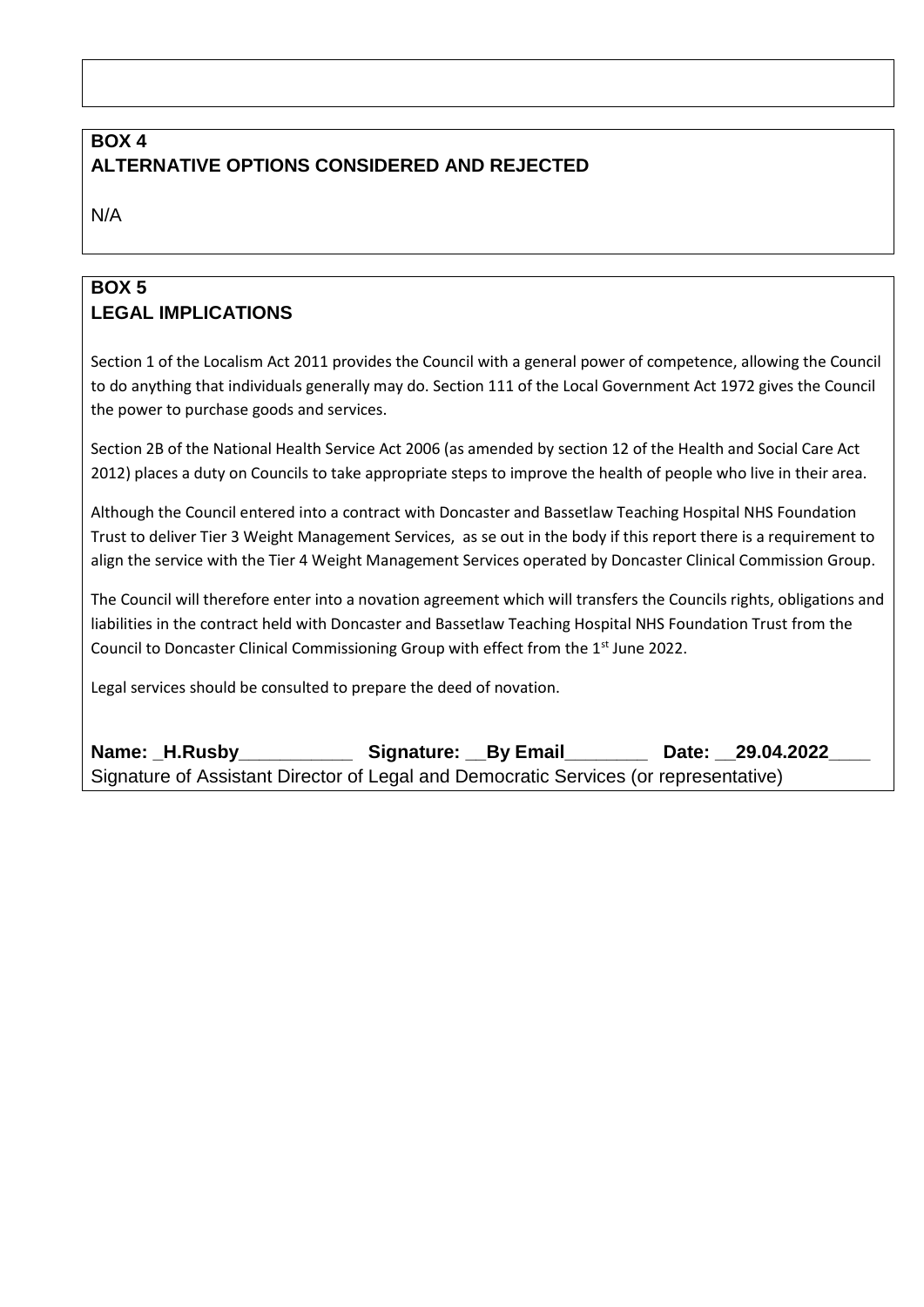## BOX 4
## ALTERNATIVE OPTIONS CONSIDERED AND REJECTED

N/A

## BOX 5
## LEGAL IMPLICATIONS

Section 1 of the Localism Act 2011 provides the Council with a general power of competence, allowing the Council to do anything that individuals generally may do. Section 111 of the Local Government Act 1972 gives the Council the power to purchase goods and services.

Section 2B of the National Health Service Act 2006 (as amended by section 12 of the Health and Social Care Act 2012) places a duty on Councils to take appropriate steps to improve the health of people who live in their area.

Although the Council entered into a contract with Doncaster and Bassetlaw Teaching Hospital NHS Foundation Trust to deliver Tier 3 Weight Management Services, as se out in the body if this report there is a requirement to align the service with the Tier 4 Weight Management Services operated by Doncaster Clinical Commission Group.

The Council will therefore enter into a novation agreement which will transfers the Councils rights, obligations and liabilities in the contract held with Doncaster and Bassetlaw Teaching Hospital NHS Foundation Trust from the Council to Doncaster Clinical Commissioning Group with effect from the 1st June 2022.

Legal services should be consulted to prepare the deed of novation.

**Name: _H.Rusby___________ Signature: __By Email________ Date: __29.04.2022____**
Signature of Assistant Director of Legal and Democratic Services (or representative)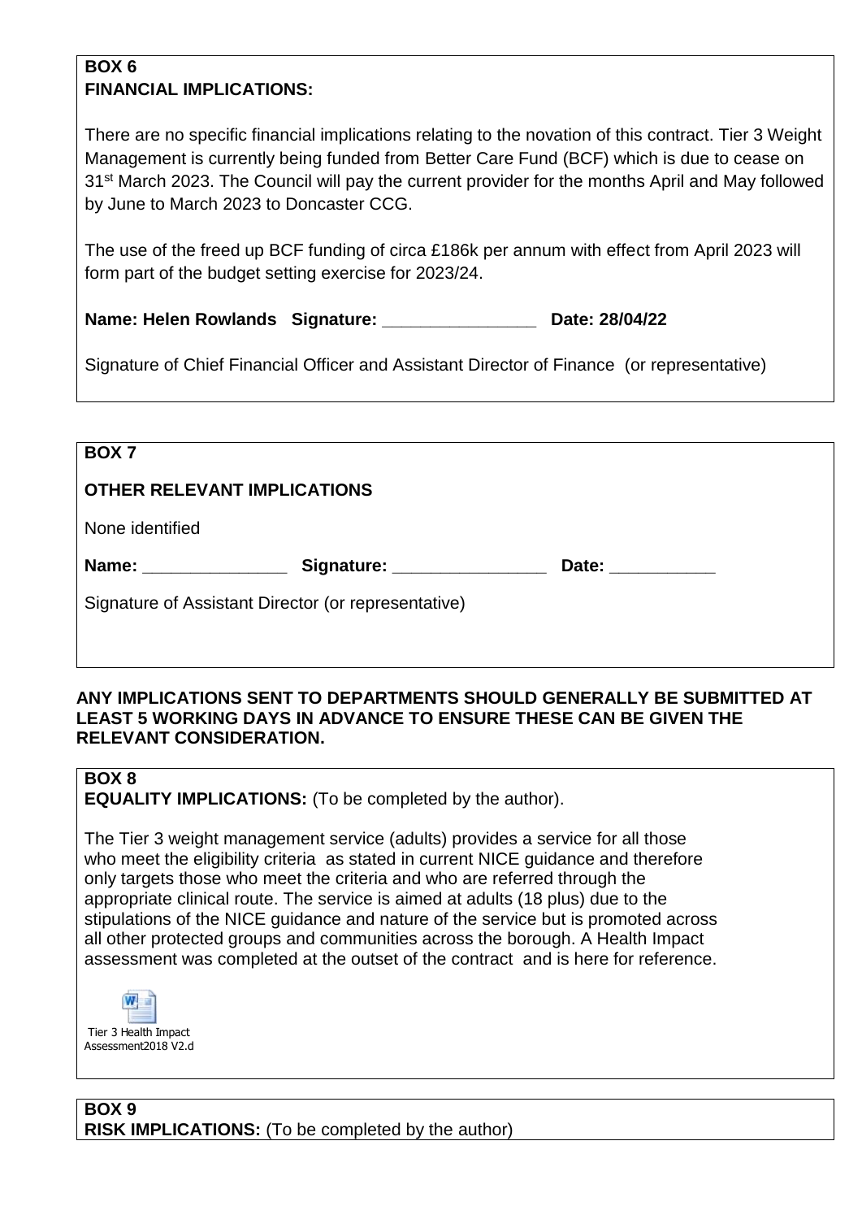**BOX 6**
**FINANCIAL IMPLICATIONS:**

There are no specific financial implications relating to the novation of this contract. Tier 3 Weight Management is currently being funded from Better Care Fund (BCF) which is due to cease on 31st March 2023. The Council will pay the current provider for the months April and May followed by June to March 2023 to Doncaster CCG.

The use of the freed up BCF funding of circa £186k per annum with effect from April 2023 will form part of the budget setting exercise for 2023/24.

**Name: Helen Rowlands Signature: ________________ Date: 28/04/22**

Signature of Chief Financial Officer and Assistant Director of Finance (or representative)

**BOX 7**

**OTHER RELEVANT IMPLICATIONS**

None identified

**Name: _______________ Signature: ________________ Date: ___________**

Signature of Assistant Director (or representative)

**ANY IMPLICATIONS SENT TO DEPARTMENTS SHOULD GENERALLY BE SUBMITTED AT LEAST 5 WORKING DAYS IN ADVANCE TO ENSURE THESE CAN BE GIVEN THE RELEVANT CONSIDERATION.**

**BOX 8**
**EQUALITY IMPLICATIONS:** (To be completed by the author).

The Tier 3 weight management service (adults) provides a service for all those who meet the eligibility criteria as stated in current NICE guidance and therefore only targets those who meet the criteria and who are referred through the appropriate clinical route. The service is aimed at adults (18 plus) due to the stipulations of the NICE guidance and nature of the service but is promoted across all other protected groups and communities across the borough. A Health Impact assessment was completed at the outset of the contract and is here for reference.

Tier 3 Health Impact Assessment2018 V2.d

**BOX 9**
**RISK IMPLICATIONS:** (To be completed by the author)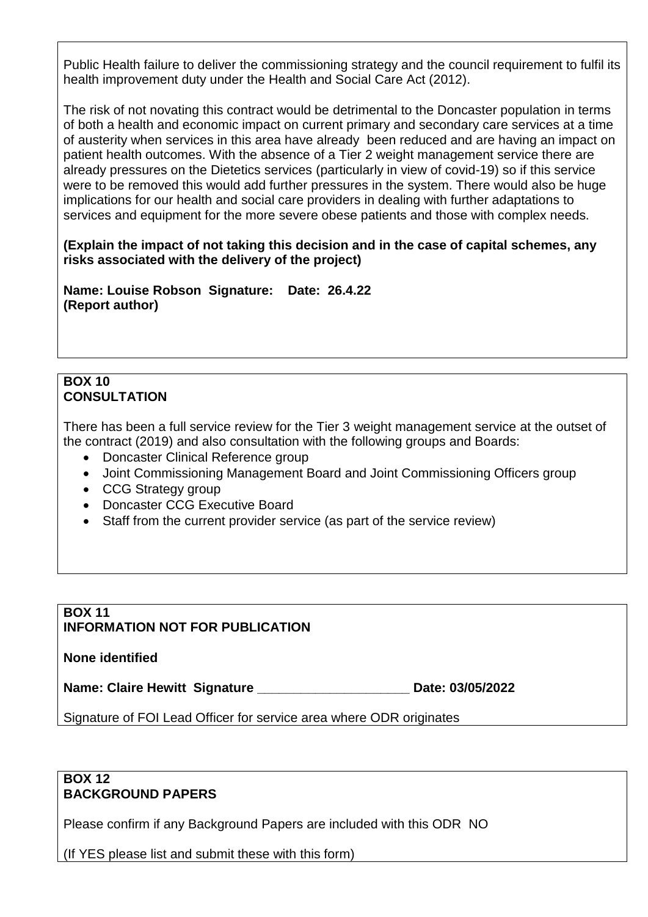Public Health failure to deliver the commissioning strategy and the council requirement to fulfil its health improvement duty under the Health and Social Care Act (2012).

The risk of not novating this contract would be detrimental to the Doncaster population in terms of both a health and economic impact on current primary and secondary care services at a time of austerity when services in this area have already been reduced and are having an impact on patient health outcomes. With the absence of a Tier 2 weight management service there are already pressures on the Dietetics services (particularly in view of covid-19) so if this service were to be removed this would add further pressures in the system. There would also be huge implications for our health and social care providers in dealing with further adaptations to services and equipment for the more severe obese patients and those with complex needs.

**(Explain the impact of not taking this decision and in the case of capital schemes, any risks associated with the delivery of the project)**

**Name: Louise Robson Signature: Date: 26.4.22**
**(Report author)**

**BOX 10**
**CONSULTATION**

There has been a full service review for the Tier 3 weight management service at the outset of the contract (2019) and also consultation with the following groups and Boards:

- Doncaster Clinical Reference group
- Joint Commissioning Management Board and Joint Commissioning Officers group
- CCG Strategy group
- Doncaster CCG Executive Board
- Staff from the current provider service (as part of the service review)

**BOX 11**
**INFORMATION NOT FOR PUBLICATION**

**None identified**

**Name: Claire Hewitt Signature ____________________ Date: 03/05/2022**

Signature of FOI Lead Officer for service area where ODR originates

**BOX 12**
**BACKGROUND PAPERS**

Please confirm if any Background Papers are included with this ODR NO

(If YES please list and submit these with this form)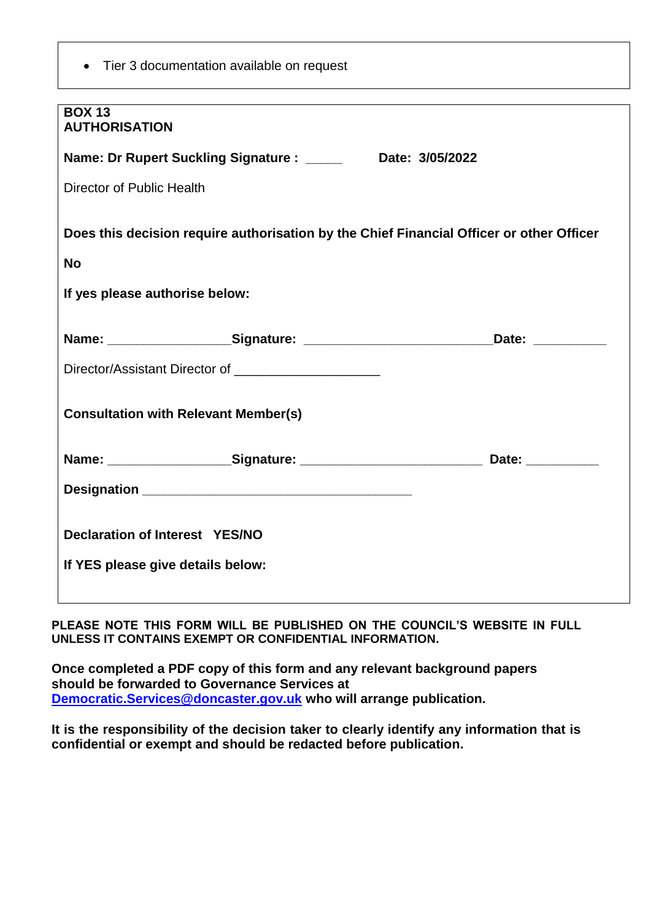- Tier 3 documentation available on request

**BOX 13**
**AUTHORISATION**

**Name: Dr Rupert Suckling Signature : _____ Date: 3/05/2022**

Director of Public Health

**Does this decision require authorisation by the Chief Financial Officer or other Officer**

**No**

**If yes please authorise below:**

**Name: _________________Signature: __________________________Date: __________**

Director/Assistant Director of ____________________

**Consultation with Relevant Member(s)**

**Name: _________________Signature: _________________________ Date: __________**

**Designation ______________________________________**

**Declaration of Interest YES/NO**

**If YES please give details below:**

**PLEASE NOTE THIS FORM WILL BE PUBLISHED ON THE COUNCIL'S WEBSITE IN FULL UNLESS IT CONTAINS EXEMPT OR CONFIDENTIAL INFORMATION.**

**Once completed a PDF copy of this form and any relevant background papers should be forwarded to Governance Services at [Democratic.Services@doncaster.gov.uk](mailto:Democratic.Services@doncaster.gov.uk) who will arrange publication.**

**It is the responsibility of the decision taker to clearly identify any information that is confidential or exempt and should be redacted before publication.**